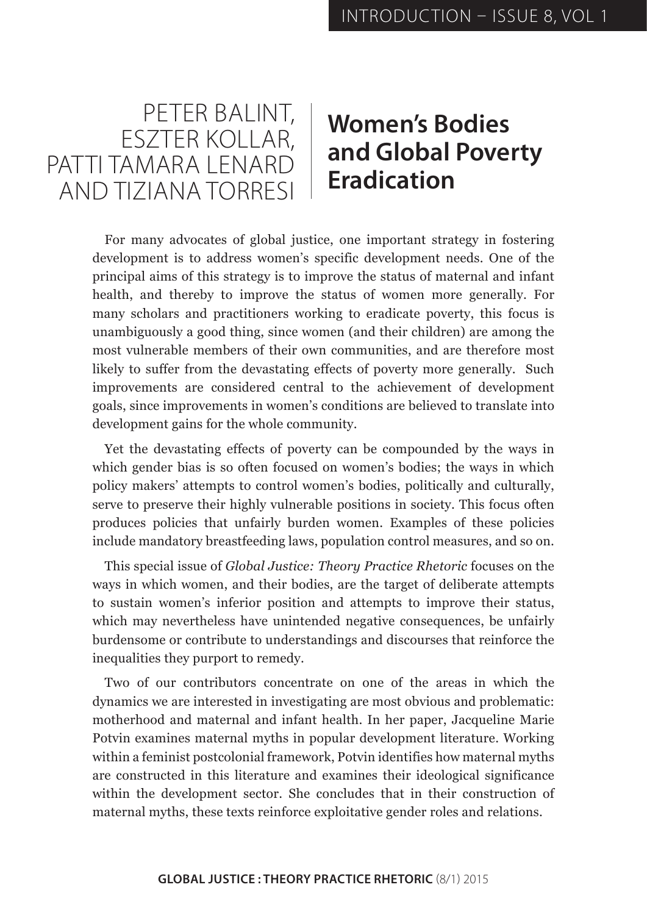PETER BALINT, ESZTER KOLLAR, PATTI TAMARA LENARD AND TIZIANA TORRESI

# Women's Bodies and Global Poverty Eradication

For many advocates of global justice, one important strategy in fostering development is to address women's specific development needs. One of the principal aims of this strategy is to improve the status of maternal and infant health, and thereby to improve the status of women more generally. For many scholars and practitioners working to eradicate poverty, this focus is unambiguously a good thing, since women (and their children) are among the most vulnerable members of their own communities, and are therefore most likely to suffer from the devastating effects of poverty more generally. Such improvements are considered central to the achievement of development goals, since improvements in women's conditions are believed to translate into development gains for the whole community.

Yet the devastating effects of poverty can be compounded by the ways in which gender bias is so often focused on women's bodies; the ways in which policy makers' attempts to control women's bodies, politically and culturally, serve to preserve their highly vulnerable positions in society. This focus often produces policies that unfairly burden women. Examples of these policies include mandatory breastfeeding laws, population control measures, and so on.

This special issue of *Global Justice: Theory Practice Rhetoric* focuses on the ways in which women, and their bodies, are the target of deliberate attempts to sustain women's inferior position and attempts to improve their status, which may nevertheless have unintended negative consequences, be unfairly burdensome or contribute to understandings and discourses that reinforce the inequalities they purport to remedy.

Two of our contributors concentrate on one of the areas in which the dynamics we are interested in investigating are most obvious and problematic: motherhood and maternal and infant health. In her paper, Jacqueline Marie Potvin examines maternal myths in popular development literature. Working within a feminist postcolonial framework, Potvin identifies how maternal myths are constructed in this literature and examines their ideological significance within the development sector. She concludes that in their construction of maternal myths, these texts reinforce exploitative gender roles and relations.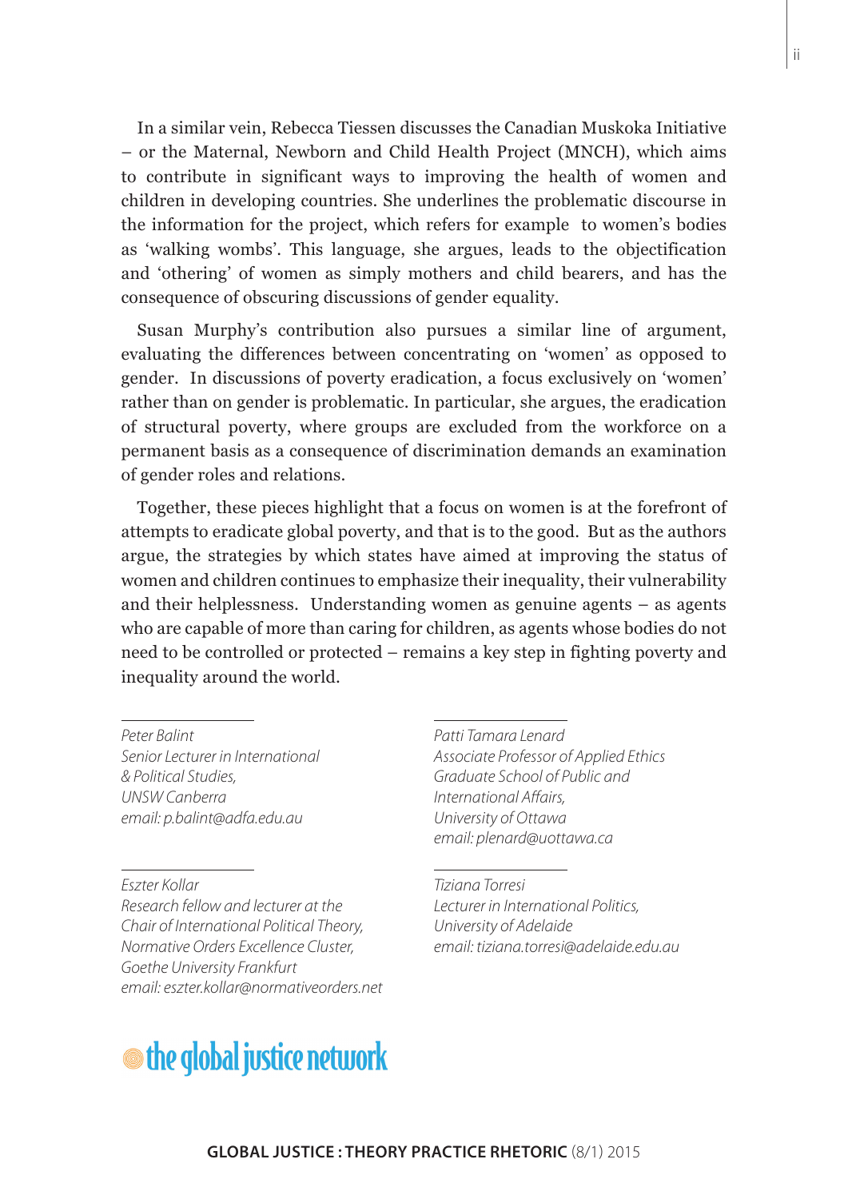In a similar vein, Rebecca Tiessen discusses the Canadian Muskoka Initiative – or the Maternal, Newborn and Child Health Project (MNCH), which aims to contribute in significant ways to improving the health of women and children in developing countries. She underlines the problematic discourse in the information for the project, which refers for example to women's bodies as 'walking wombs'. This language, she argues, leads to the objectification and 'othering' of women as simply mothers and child bearers, and has the consequence of obscuring discussions of gender equality.

Susan Murphy's contribution also pursues a similar line of argument, evaluating the differences between concentrating on 'women' as opposed to gender. In discussions of poverty eradication, a focus exclusively on 'women' rather than on gender is problematic. In particular, she argues, the eradication of structural poverty, where groups are excluded from the workforce on a permanent basis as a consequence of discrimination demands an examination of gender roles and relations.

Together, these pieces highlight that a focus on women is at the forefront of attempts to eradicate global poverty, and that is to the good. But as the authors argue, the strategies by which states have aimed at improving the status of women and children continues to emphasize their inequality, their vulnerability and their helplessness. Understanding women as genuine agents – as agents who are capable of more than caring for children, as agents whose bodies do not need to be controlled or protected – remains a key step in fighting poverty and inequality around the world.

---

*Peter Balint*
*Senior Lecturer in International & Political Studies,*
*UNSW Canberra*
*email: p.balint@adfa.edu.au*

---

*Patti Tamara Lenard*
*Associate Professor of Applied Ethics*
*Graduate School of Public and International Affairs,*
*University of Ottawa*
*email: plenard@uottawa.ca*

---

*Eszter Kollar*
*Research fellow and lecturer at the Chair of International Political Theory,*
*Normative Orders Excellence Cluster,*
*Goethe University Frankfurt*
*email: eszter.kollar@normativeorders.net*

---

*Tiziana Torresi*
*Lecturer in International Politics,*
*University of Adelaide*
*email: tiziana.torresi@adelaide.edu.au*

the global justice network